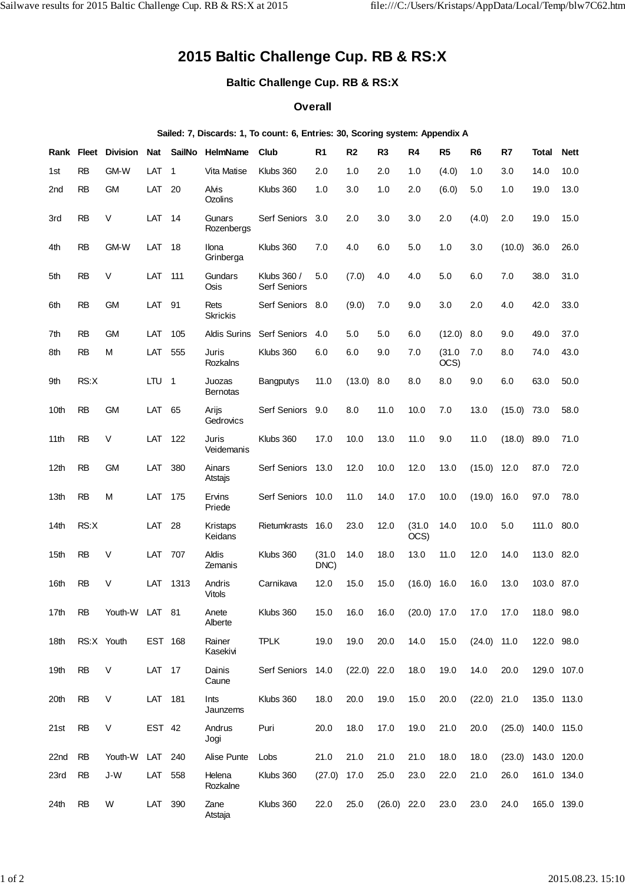# 2015 Baltic Challenge Cup. RB & RS:X

## Baltic Challenge Cup. RB & RS:X

### Overall

**Sailed: 7, Discards: 1, To count: 6, Entries: 30, Scoring system: Appendix A**

| Rank | Fleet | Division | Nat | SailNo | HelmName | Club | R1 | R2 | R3 | R4 | R5 | R6 | R7 | Total | Nett |
|---|---|---|---|---|---|---|---|---|---|---|---|---|---|---|---|
| 1st | RB | GM-W | LAT | 1 | Vita Matise | Klubs 360 | 2.0 | 1.0 | 2.0 | 1.0 | (4.0) | 1.0 | 3.0 | 14.0 | 10.0 |
| 2nd | RB | GM | LAT | 20 | Alvis Ozolins | Klubs 360 | 1.0 | 3.0 | 1.0 | 2.0 | (6.0) | 5.0 | 1.0 | 19.0 | 13.0 |
| 3rd | RB | V | LAT | 14 | Gunars Rozenbergs | Serf Seniors | 3.0 | 2.0 | 3.0 | 3.0 | 2.0 | (4.0) | 2.0 | 19.0 | 15.0 |
| 4th | RB | GM-W | LAT | 18 | Ilona Grinberga | Klubs 360 | 7.0 | 4.0 | 6.0 | 5.0 | 1.0 | 3.0 | (10.0) | 36.0 | 26.0 |
| 5th | RB | V | LAT | 111 | Gundars Osis | Klubs 360 / Serf Seniors | 5.0 | (7.0) | 4.0 | 4.0 | 5.0 | 6.0 | 7.0 | 38.0 | 31.0 |
| 6th | RB | GM | LAT | 91 | Rets Skrickis | Serf Seniors | 8.0 | (9.0) | 7.0 | 9.0 | 3.0 | 2.0 | 4.0 | 42.0 | 33.0 |
| 7th | RB | GM | LAT | 105 | Aldis Surins | Serf Seniors | 4.0 | 5.0 | 5.0 | 6.0 | (12.0) | 8.0 | 9.0 | 49.0 | 37.0 |
| 8th | RB | M | LAT | 555 | Juris Rozkalns | Klubs 360 | 6.0 | 6.0 | 9.0 | 7.0 | (31.0 OCS) | 7.0 | 8.0 | 74.0 | 43.0 |
| 9th | RS:X | | LTU | 1 | Juozas Bernotas | Bangputys | 11.0 | (13.0) | 8.0 | 8.0 | 8.0 | 9.0 | 6.0 | 63.0 | 50.0 |
| 10th | RB | GM | LAT | 65 | Arijs Gedrovics | Serf Seniors | 9.0 | 8.0 | 11.0 | 10.0 | 7.0 | 13.0 | (15.0) | 73.0 | 58.0 |
| 11th | RB | V | LAT | 122 | Juris Veidemanis | Klubs 360 | 17.0 | 10.0 | 13.0 | 11.0 | 9.0 | 11.0 | (18.0) | 89.0 | 71.0 |
| 12th | RB | GM | LAT | 380 | Ainars Atstajs | Serf Seniors | 13.0 | 12.0 | 10.0 | 12.0 | 13.0 | (15.0) | 12.0 | 87.0 | 72.0 |
| 13th | RB | M | LAT | 175 | Ervins Priede | Serf Seniors | 10.0 | 11.0 | 14.0 | 17.0 | 10.0 | (19.0) | 16.0 | 97.0 | 78.0 |
| 14th | RS:X | | LAT | 28 | Kristaps Keidans | Rietumkrasts | 16.0 | 23.0 | 12.0 | (31.0 OCS) | 14.0 | 10.0 | 5.0 | 111.0 | 80.0 |
| 15th | RB | V | LAT | 707 | Aldis Zemanis | Klubs 360 | (31.0 DNC) | 14.0 | 18.0 | 13.0 | 11.0 | 12.0 | 14.0 | 113.0 | 82.0 |
| 16th | RB | V | LAT | 1313 | Andris Vitols | Carnikava | 12.0 | 15.0 | 15.0 | (16.0) | 16.0 | 16.0 | 13.0 | 103.0 | 87.0 |
| 17th | RB | Youth-W | LAT | 81 | Anete Alberte | Klubs 360 | 15.0 | 16.0 | 16.0 | (20.0) | 17.0 | 17.0 | 17.0 | 118.0 | 98.0 |
| 18th | RS:X | Youth | EST | 168 | Rainer Kasekivi | TPLK | 19.0 | 19.0 | 20.0 | 14.0 | 15.0 | (24.0) | 11.0 | 122.0 | 98.0 |
| 19th | RB | V | LAT | 17 | Dainis Caune | Serf Seniors | 14.0 | (22.0) | 22.0 | 18.0 | 19.0 | 14.0 | 20.0 | 129.0 | 107.0 |
| 20th | RB | V | LAT | 181 | Ints Jaunzems | Klubs 360 | 18.0 | 20.0 | 19.0 | 15.0 | 20.0 | (22.0) | 21.0 | 135.0 | 113.0 |
| 21st | RB | V | EST | 42 | Andrus Jogi | Puri | 20.0 | 18.0 | 17.0 | 19.0 | 21.0 | 20.0 | (25.0) | 140.0 | 115.0 |
| 22nd | RB | Youth-W | LAT | 240 | Alise Punte | Lobs | 21.0 | 21.0 | 21.0 | 21.0 | 18.0 | 18.0 | (23.0) | 143.0 | 120.0 |
| 23rd | RB | J-W | LAT | 558 | Helena Rozkalne | Klubs 360 | (27.0) | 17.0 | 25.0 | 23.0 | 22.0 | 21.0 | 26.0 | 161.0 | 134.0 |
| 24th | RB | W | LAT | 390 | Zane Atstaja | Klubs 360 | 22.0 | 25.0 | (26.0) | 22.0 | 23.0 | 23.0 | 24.0 | 165.0 | 139.0 |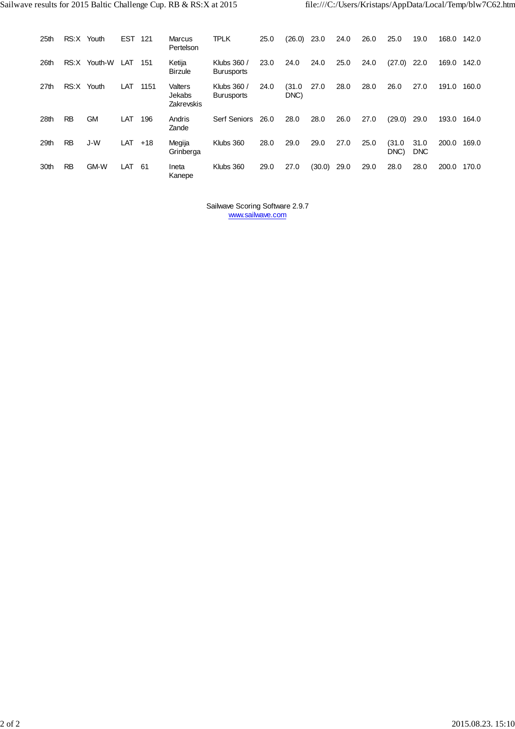| | | | | | | | | | | | | | | | | |
|---|---|---|---|---|---|---|---|---|---|---|---|---|---|---|---|---|
| 25th | RS:X | Youth | EST | 121 | Marcus Pertelson | TPLK | 25.0 | (26.0) | 23.0 | 24.0 | 26.0 | 25.0 | 19.0 | 168.0 | 142.0 |
| 26th | RS:X | Youth-W | LAT | 151 | Ketija Birzule | Klubs 360 / Burusports | 23.0 | 24.0 | 24.0 | 25.0 | 24.0 | (27.0) | 22.0 | 169.0 | 142.0 |
| 27th | RS:X | Youth | LAT | 1151 | Valters Jekabs Zakrevskis | Klubs 360 / Burusports | 24.0 | (31.0 DNC) | 27.0 | 28.0 | 28.0 | 26.0 | 27.0 | 191.0 | 160.0 |
| 28th | RB | GM | LAT | 196 | Andris Zande | Serf Seniors | 26.0 | 28.0 | 28.0 | 26.0 | 27.0 | (29.0) | 29.0 | 193.0 | 164.0 |
| 29th | RB | J-W | LAT | +18 | Megija Grinberga | Klubs 360 | 28.0 | 29.0 | 29.0 | 27.0 | 25.0 | (31.0 DNC) | 31.0 DNC | 200.0 | 169.0 |
| 30th | RB | GM-W | LAT | 61 | Ineta Kanepe | Klubs 360 | 29.0 | 27.0 | (30.0) | 29.0 | 29.0 | 28.0 | 28.0 | 200.0 | 170.0 |

Sailwave Scoring Software 2.9.7
www.sailwave.com